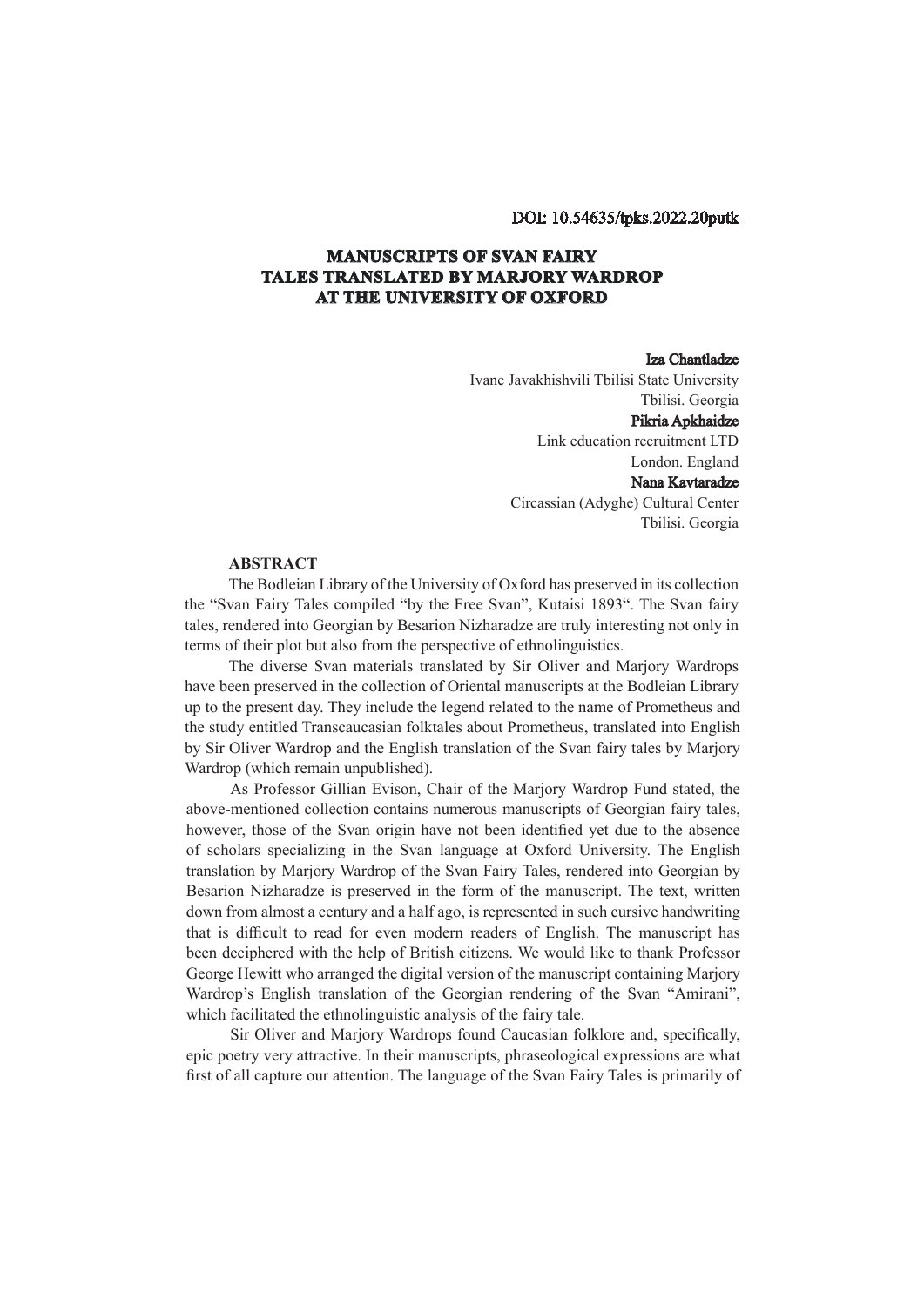DOI: 10.54635/tpks.2022.20putk

# MANUSCRIPTS OF SVAN FAIRY TALES TRANSLATED BY MARJORY WARDROP AT THE UNIVERSITY OF OXFORD

**Iza Chantladze**
Ivane Javakhishvili Tbilisi State University
Tbilisi. Georgia

**Pikria Apkhaidze**
Link education recruitment LTD
London. England

**Nana Kavtaradze**
Circassian (Adyghe) Cultural Center
Tbilisi. Georgia

## ABSTRACT

The Bodleian Library of the University of Oxford has preserved in its collection the "Svan Fairy Tales compiled "by the Free Svan", Kutaisi 1893". The Svan fairy tales, rendered into Georgian by Besarion Nizharadze are truly interesting not only in terms of their plot but also from the perspective of ethnolinguistics.

The diverse Svan materials translated by Sir Oliver and Marjory Wardrops have been preserved in the collection of Oriental manuscripts at the Bodleian Library up to the present day. They include the legend related to the name of Prometheus and the study entitled Transcaucasian folktales about Prometheus, translated into English by Sir Oliver Wardrop and the English translation of the Svan fairy tales by Marjory Wardrop (which remain unpublished).

As Professor Gillian Evison, Chair of the Marjory Wardrop Fund stated, the above-mentioned collection contains numerous manuscripts of Georgian fairy tales, however, those of the Svan origin have not been identified yet due to the absence of scholars specializing in the Svan language at Oxford University. The English translation by Marjory Wardrop of the Svan Fairy Tales, rendered into Georgian by Besarion Nizharadze is preserved in the form of the manuscript. The text, written down from almost a century and a half ago, is represented in such cursive handwriting that is difficult to read for even modern readers of English. The manuscript has been deciphered with the help of British citizens. We would like to thank Professor George Hewitt who arranged the digital version of the manuscript containing Marjory Wardrop's English translation of the Georgian rendering of the Svan "Amirani", which facilitated the ethnolinguistic analysis of the fairy tale.

Sir Oliver and Marjory Wardrops found Caucasian folklore and, specifically, epic poetry very attractive. In their manuscripts, phraseological expressions are what first of all capture our attention. The language of the Svan Fairy Tales is primarily of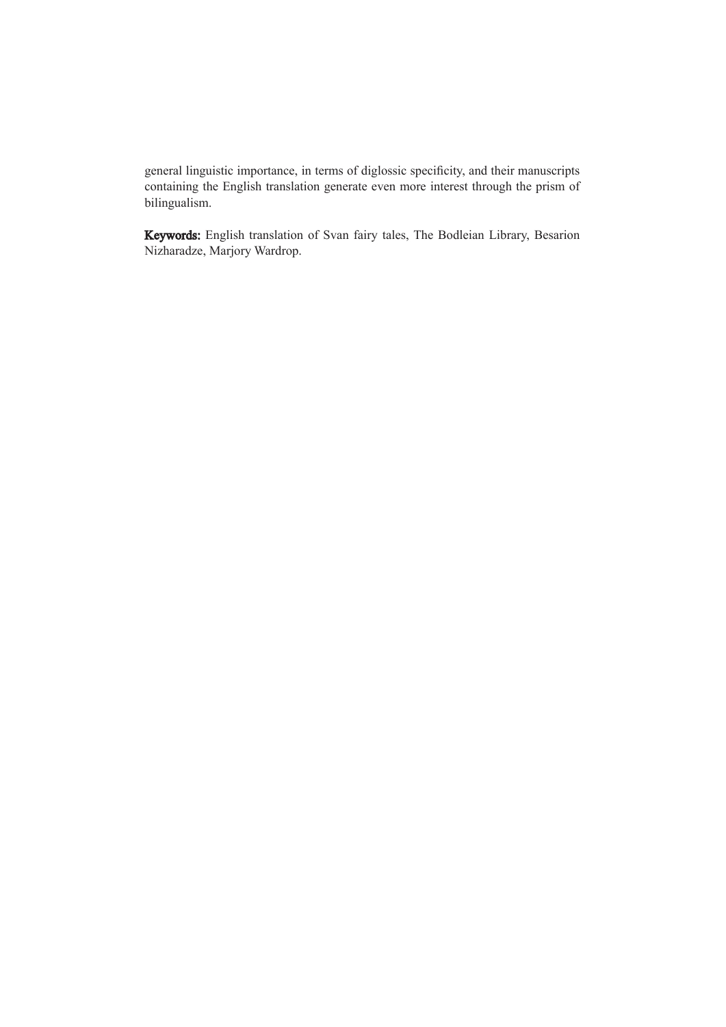general linguistic importance, in terms of diglossic specificity, and their manuscripts containing the English translation generate even more interest through the prism of bilingualism.

**Keywords:** English translation of Svan fairy tales, The Bodleian Library, Besarion Nizharadze, Marjory Wardrop.